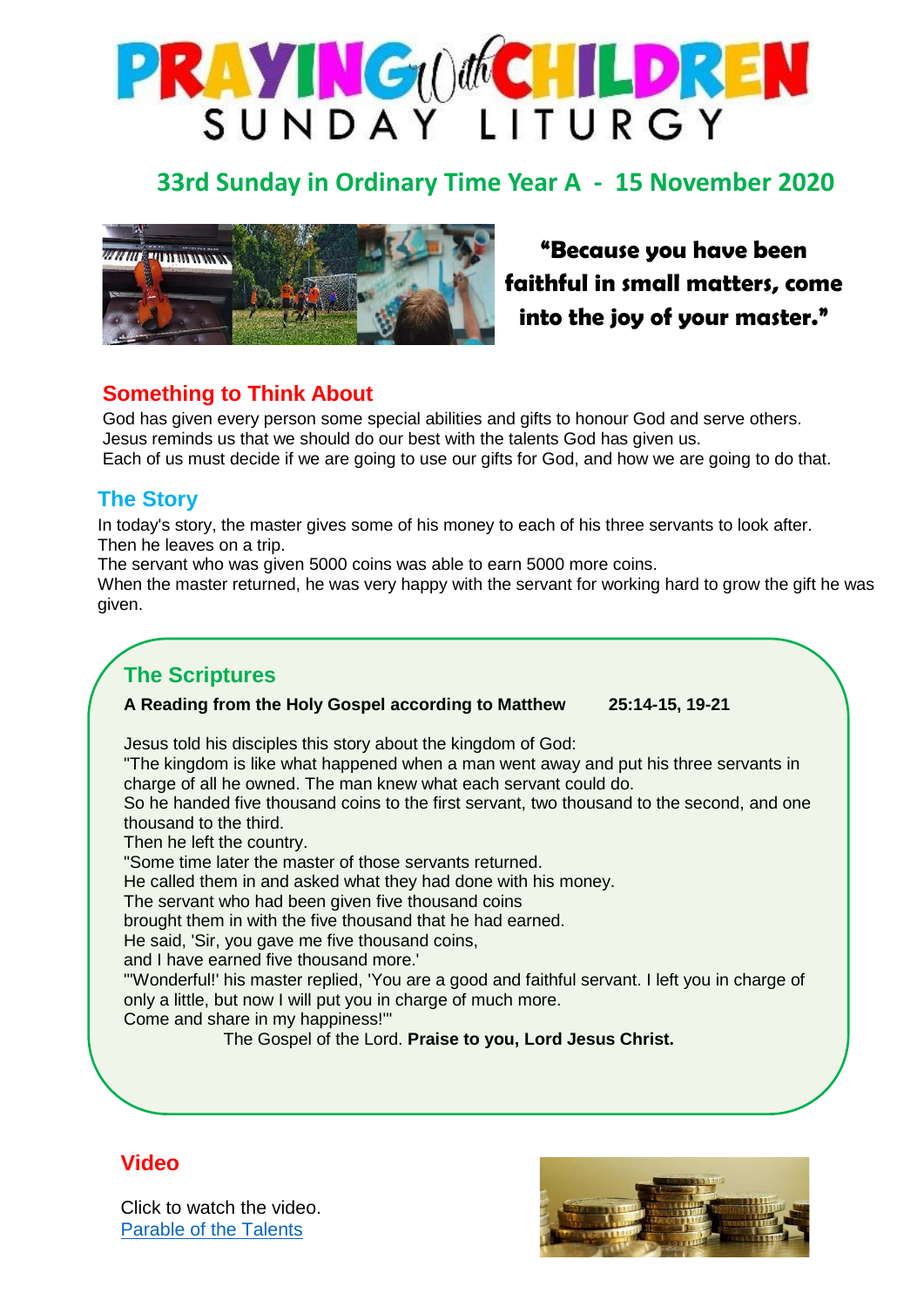# PRAYING with CHILDREN
## SUNDAY LITURGY

## 33rd Sunday in Ordinary Time Year A - 15 November 2020

**"Because you have been faithful in small matters, come into the joy of your master."**

## Something to Think About

God has given every person some special abilities and gifts to honour God and serve others.
Jesus reminds us that we should do our best with the talents God has given us.
Each of us must decide if we are going to use our gifts for God, and how we are going to do that.

## The Story

In today's story, the master gives some of his money to each of his three servants to look after.
Then he leaves on a trip.
The servant who was given 5000 coins was able to earn 5000 more coins.
When the master returned, he was very happy with the servant for working hard to grow the gift he was given.

## The Scriptures

**A Reading from the Holy Gospel according to Matthew 25:14-15, 19-21**

Jesus told his disciples this story about the kingdom of God:
"The kingdom is like what happened when a man went away and put his three servants in charge of all he owned. The man knew what each servant could do.
So he handed five thousand coins to the first servant, two thousand to the second, and one thousand to the third.
Then he left the country.
"Some time later the master of those servants returned.
He called them in and asked what they had done with his money.
The servant who had been given five thousand coins
brought them in with the five thousand that he had earned.
He said, 'Sir, you gave me five thousand coins,
and I have earned five thousand more.'
"'Wonderful!' his master replied, 'You are a good and faithful servant. I left you in charge of only a little, but now I will put you in charge of much more.
Come and share in my happiness!'"

The Gospel of the Lord. **Praise to you, Lord Jesus Christ.**

## Video

Click to watch the video.
[Parable of the Talents]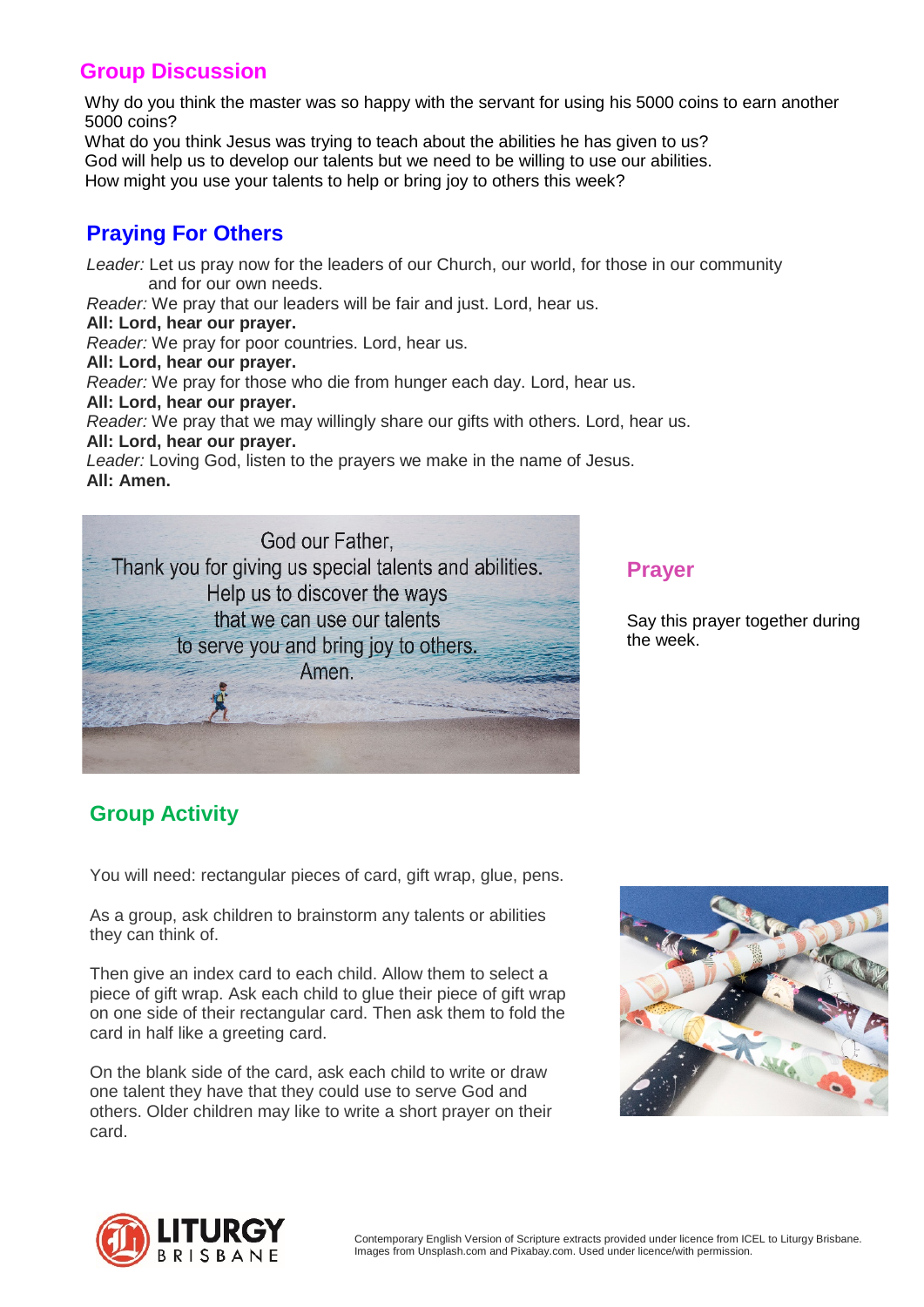## Group Discussion

Why do you think the master was so happy with the servant for using his 5000 coins to earn another 5000 coins?
What do you think Jesus was trying to teach about the abilities he has given to us?
God will help us to develop our talents but we need to be willing to use our abilities.
How might you use your talents to help or bring joy to others this week?

## Praying For Others

*Leader:* Let us pray now for the leaders of our Church, our world, for those in our community and for our own needs.
*Reader:* We pray that our leaders will be fair and just. Lord, hear us.
**All: Lord, hear our prayer.**
*Reader:* We pray for poor countries. Lord, hear us.
**All: Lord, hear our prayer.**
*Reader:* We pray for those who die from hunger each day. Lord, hear us.
**All: Lord, hear our prayer.**
*Reader:* We pray that we may willingly share our gifts with others. Lord, hear us.
**All: Lord, hear our prayer.**
*Leader:* Loving God, listen to the prayers we make in the name of Jesus.
**All: Amen.**

God our Father,
Thank you for giving us special talents and abilities.
Help us to discover the ways
that we can use our talents
to serve you and bring joy to others.
Amen.

## Prayer

Say this prayer together during the week.

## Group Activity

You will need: rectangular pieces of card, gift wrap, glue, pens.

As a group, ask children to brainstorm any talents or abilities they can think of.

Then give an index card to each child. Allow them to select a piece of gift wrap. Ask each child to glue their piece of gift wrap on one side of their rectangular card. Then ask them to fold the card in half like a greeting card.

On the blank side of the card, ask each child to write or draw one talent they have that they could use to serve God and others. Older children may like to write a short prayer on their card.

Contemporary English Version of Scripture extracts provided under licence from ICEL to Liturgy Brisbane.
Images from Unsplash.com and Pixabay.com. Used under licence/with permission.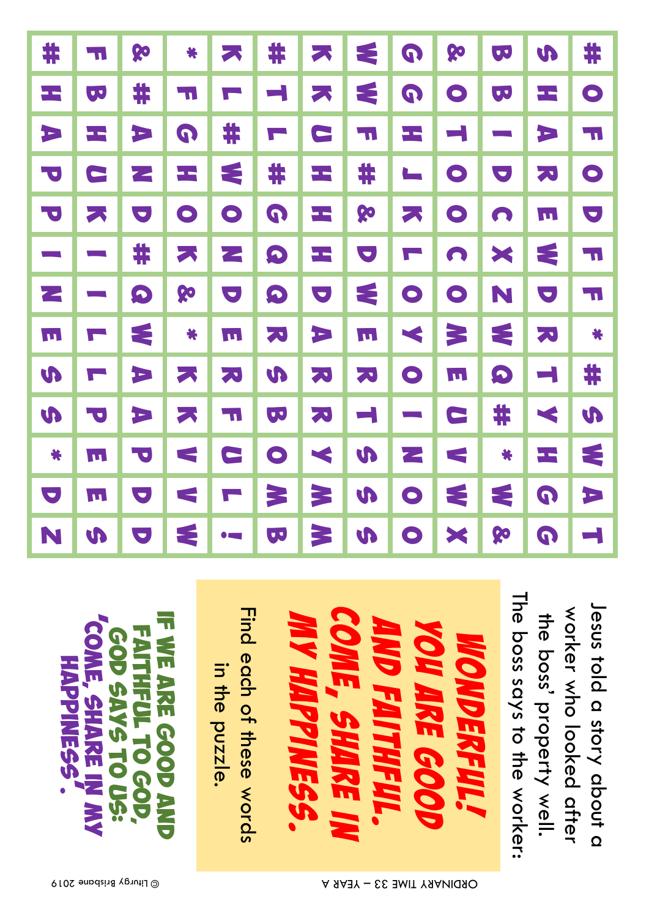| | | | | | | | | | | | | |
|---|---|---|---|---|---|---|---|---|---|---|---|---|
| # | O | F | O | D | F | F | * | # | S | W | A | T |
| S | H | A | R | E | W | D | R | T | Y | H | G | G |
| B | B | I | D | C | X | Z | W | Q | # | * | W | & |
| & | O | T | O | O | C | O | M | E | U | V | W | X |
| G | G | H | J | K | L | O | Y | O | I | N | O | O |
| W | W | F | # | & | D | W | E | R | T | S | S | S |
| K | K | U | H | H | H | D | A | R | R | Y | M | M |
| # | T | L | # | G | Q | Q | R | S | B | O | M | B |
| K | L | # | W | O | N | D | E | R | F | U | L | ! |
| * | F | G | H | O | K | & | * | K | K | V | V | W |
| & | # | A | N | D | # | Q | W | A | A | P | D | D |
| F | B | H | U | K | I | I | L | L | P | E | E | S |
| # | H | A | P | P | I | N | E | S | S | * | D | Z |

Jesus told a story about a worker who looked after the boss' property well. The boss says to the worker:

**WONDERFUL! YOU ARE GOOD AND FAITHFUL. COME, SHARE IN MY HAPPINESS.**

Find each of these words in the puzzle.

**IF WE ARE GOOD AND FAITHFUL TO GOD, GOD SAYS TO US: 'COME, SHARE IN MY HAPPINESS'.**